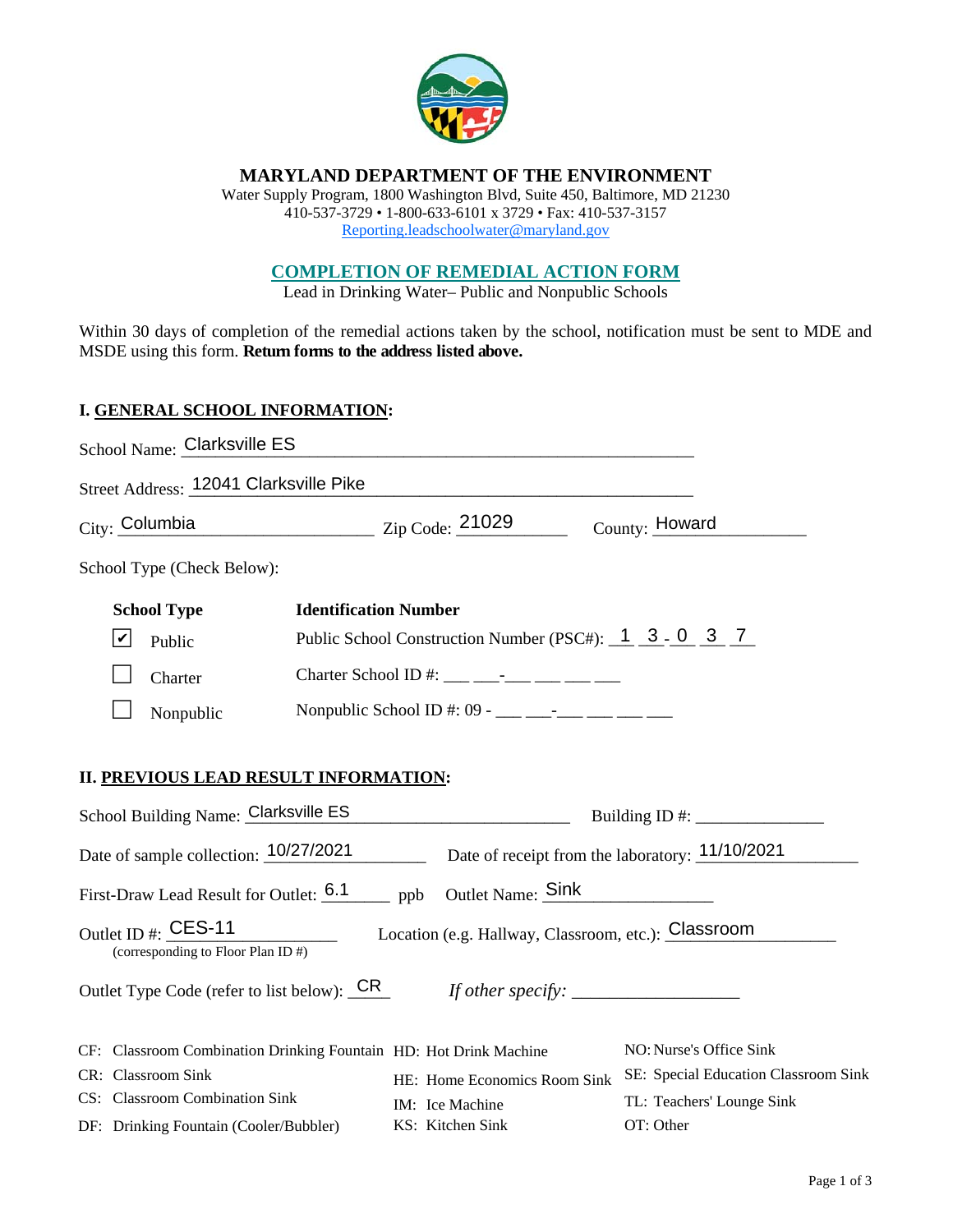# MARYLAND DEPARTMENT OF THE ENVIRONMENT

Water Supply Program, 1800 Washington Blvd, Suite 450, Baltimore, MD 21230
410-537-3729 • 1-800-633-6101 x 3729 • Fax: 410-537-3157
Reporting.leadschoolwater@maryland.gov

## COMPLETION OF REMEDIAL ACTION FORM

Lead in Drinking Water– Public and Nonpublic Schools

Within 30 days of completion of the remedial actions taken by the school, notification must be sent to MDE and MSDE using this form. **Return forms to the address listed above.**

### I. GENERAL SCHOOL INFORMATION:

School Name: Clarksville ES

Street Address: 12041 Clarksville Pike

City: Columbia  Zip Code: 21029  County: Howard

School Type (Check Below):

| School Type | Identification Number |
|---|---|
| ☑ Public | Public School Construction Number (PSC#): 13-037 |
| ☐ Charter | Charter School ID #: ___ ___-___ ___ ___ ___ |
| ☐ Nonpublic | Nonpublic School ID #: 09 - ___ ___-___ ___ ___ ___ |

### II. PREVIOUS LEAD RESULT INFORMATION:

School Building Name: Clarksville ES  Building ID #: ______________

Date of sample collection: 10/27/2021  Date of receipt from the laboratory: 11/10/2021

First-Draw Lead Result for Outlet: 6.1 ppb  Outlet Name: Sink

Outlet ID #: CES-11 (corresponding to Floor Plan ID #)  Location (e.g. Hallway, Classroom, etc.): Classroom

Outlet Type Code (refer to list below): CR  *If other specify:* __________________

| | | |
|---|---|---|
| CF: Classroom Combination Drinking Fountain | HD: Hot Drink Machine | NO: Nurse's Office Sink |
| CR: Classroom Sink | HE: Home Economics Room Sink | SE: Special Education Classroom Sink |
| CS: Classroom Combination Sink | IM: Ice Machine | TL: Teachers' Lounge Sink |
| DF: Drinking Fountain (Cooler/Bubbler) | KS: Kitchen Sink | OT: Other |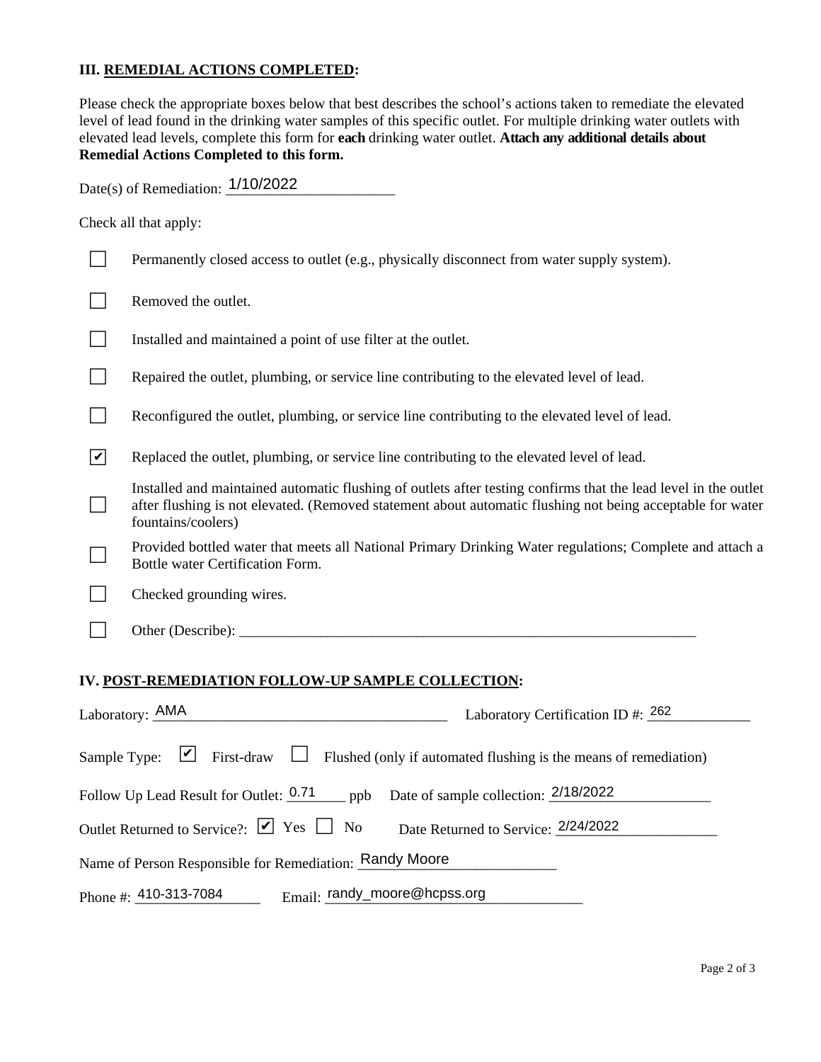### III. REMEDIAL ACTIONS COMPLETED:

Please check the appropriate boxes below that best describes the school's actions taken to remediate the elevated level of lead found in the drinking water samples of this specific outlet. For multiple drinking water outlets with elevated lead levels, complete this form for **each** drinking water outlet. **Attach any additional details about Remedial Actions Completed to this form.**

Date(s) of Remediation: 1/10/2022

Check all that apply:

- ☐ Permanently closed access to outlet (e.g., physically disconnect from water supply system).
- ☐ Removed the outlet.
- ☐ Installed and maintained a point of use filter at the outlet.
- ☐ Repaired the outlet, plumbing, or service line contributing to the elevated level of lead.
- ☐ Reconfigured the outlet, plumbing, or service line contributing to the elevated level of lead.
- ☑ Replaced the outlet, plumbing, or service line contributing to the elevated level of lead.
- ☐ Installed and maintained automatic flushing of outlets after testing confirms that the lead level in the outlet after flushing is not elevated. (Removed statement about automatic flushing not being acceptable for water fountains/coolers)
- ☐ Provided bottled water that meets all National Primary Drinking Water regulations; Complete and attach a Bottle water Certification Form.
- ☐ Checked grounding wires.
- ☐ Other (Describe): ____________________

### IV. POST-REMEDIATION FOLLOW-UP SAMPLE COLLECTION:

Laboratory: AMA    Laboratory Certification ID #: 262

Sample Type: ☑ First-draw ☐ Flushed (only if automated flushing is the means of remediation)

Follow Up Lead Result for Outlet: 0.71 ppb    Date of sample collection: 2/18/2022

Outlet Returned to Service?: ☑ Yes ☐ No    Date Returned to Service: 2/24/2022

Name of Person Responsible for Remediation: Randy Moore

Phone #: 410-313-7084    Email: randy_moore@hcpss.org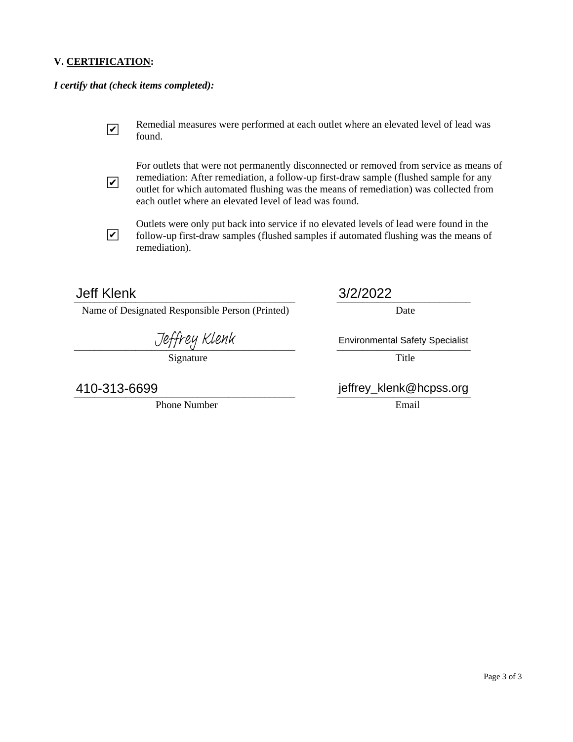### V. **CERTIFICATION**:

***I certify that (check items completed):***

- ☑ Remedial measures were performed at each outlet where an elevated level of lead was found.
- ☑ For outlets that were not permanently disconnected or removed from service as means of remediation: After remediation, a follow-up first-draw sample (flushed sample for any outlet for which automated flushing was the means of remediation) was collected from each outlet where an elevated level of lead was found.
- ☑ Outlets were only put back into service if no elevated levels of lead were found in the follow-up first-draw samples (flushed samples if automated flushing was the means of remediation).

Jeff Klenk
Name of Designated Responsible Person (Printed)

3/2/2022
Date

*Jeffrey Klenk*
Signature

Environmental Safety Specialist
Title

410-313-6699
Phone Number

jeffrey_klenk@hcpss.org
Email